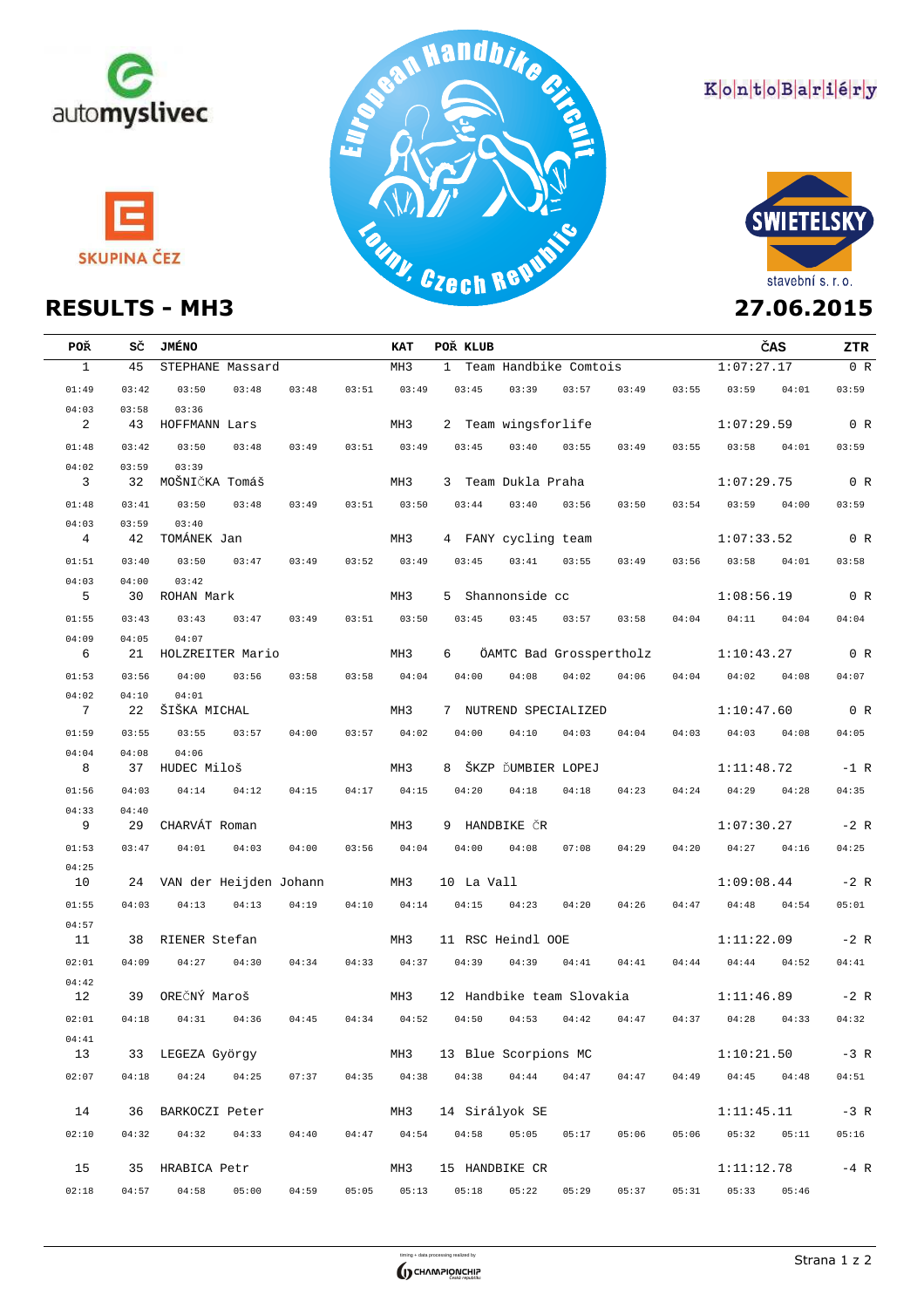automyslivec

SKUPINA ČEZ

European Handbike Circuit – Louny, Czech Republic

KontoBariéry

SWIETELSKY stavební s. r. o.

## RESULTS - MH3

**27.06.2015**

| POŘ | SČ | JMÉNO | KAT | POŘ | KLUB | ČAS | ZTR |
|---|---|---|---|---|---|---|---|
| 1 | 45 | STEPHANE Massard | MH3 | 1 | Team Handbike Comtois | 1:07:27.17 | 0 R |
| | | 01:49 03:42 03:50 03:48 03:48 03:51 03:49 03:45 03:39 03:57 03:49 03:55 03:59 04:01 03:59 04:03 03:58 03:36 | | | | | |
| 2 | 43 | HOFFMANN Lars | MH3 | 2 | Team wingsforlife | 1:07:29.59 | 0 R |
| | | 01:48 03:42 03:50 03:48 03:49 03:51 03:49 03:45 03:40 03:55 03:49 03:55 03:58 04:01 03:59 04:02 03:59 03:39 | | | | | |
| 3 | 32 | MOŠNIČKA Tomáš | MH3 | 3 | Team Dukla Praha | 1:07:29.75 | 0 R |
| | | 01:48 03:41 03:50 03:48 03:49 03:51 03:50 03:44 03:40 03:56 03:50 03:54 03:59 04:00 03:59 04:03 03:59 03:40 | | | | | |
| 4 | 42 | TOMÁNEK Jan | MH3 | 4 | FANY cycling team | 1:07:33.52 | 0 R |
| | | 01:51 03:40 03:50 03:47 03:49 03:52 03:49 03:45 03:41 03:55 03:49 03:56 03:58 04:01 03:58 04:03 04:00 03:42 | | | | | |
| 5 | 30 | ROHAN Mark | MH3 | 5 | Shannonside cc | 1:08:56.19 | 0 R |
| | | 01:55 03:43 03:43 03:47 03:49 03:51 03:50 03:45 03:45 03:57 03:58 04:04 04:11 04:04 04:04 04:09 04:05 04:07 | | | | | |
| 6 | 21 | HOLZREITER Mario | MH3 | 6 | ÖAMTC Bad Grosspertholz | 1:10:43.27 | 0 R |
| | | 01:53 03:56 04:00 03:56 03:58 03:58 04:04 04:00 04:08 04:02 04:06 04:04 04:02 04:08 04:07 04:02 04:10 04:01 | | | | | |
| 7 | 22 | ŠIŠKA MICHAL | MH3 | 7 | NUTREND SPECIALIZED | 1:10:47.60 | 0 R |
| | | 01:59 03:55 03:55 03:57 04:00 03:57 04:02 04:00 04:10 04:03 04:04 04:03 04:03 04:08 04:05 04:04 04:08 04:06 | | | | | |
| 8 | 37 | HUDEC Miloš | MH3 | 8 | ŠKZP ĎUMBIER LOPEJ | 1:11:48.72 | -1 R |
| | | 01:56 04:03 04:14 04:12 04:15 04:17 04:15 04:20 04:18 04:18 04:23 04:24 04:29 04:28 04:35 04:33 04:40 | | | | | |
| 9 | 29 | CHARVÁT Roman | MH3 | 9 | HANDBIKE ČR | 1:07:30.27 | -2 R |
| | | 01:53 03:47 04:01 04:03 04:00 03:56 04:04 04:00 04:08 07:08 04:29 04:20 04:27 04:16 04:25 04:25 | | | | | |
| 10 | 24 | VAN der Heijden Johann | MH3 | 10 | La Vall | 1:09:08.44 | -2 R |
| | | 01:55 04:03 04:13 04:13 04:19 04:10 04:14 04:15 04:23 04:20 04:26 04:47 04:48 04:54 05:01 04:57 | | | | | |
| 11 | 38 | RIENER Stefan | MH3 | 11 | RSC Heindl OOE | 1:11:22.09 | -2 R |
| | | 02:01 04:09 04:27 04:30 04:34 04:33 04:37 04:39 04:39 04:41 04:41 04:44 04:44 04:52 04:41 04:42 | | | | | |
| 12 | 39 | OREČNÝ Maroš | MH3 | 12 | Handbike team Slovakia | 1:11:46.89 | -2 R |
| | | 02:01 04:18 04:31 04:36 04:45 04:34 04:52 04:50 04:53 04:42 04:47 04:37 04:28 04:33 04:32 04:41 | | | | | |
| 13 | 33 | LEGEZA György | MH3 | 13 | Blue Scorpions MC | 1:10:21.50 | -3 R |
| | | 02:07 04:18 04:24 04:25 07:37 04:35 04:38 04:38 04:44 04:47 04:47 04:49 04:45 04:48 04:51 | | | | | |
| 14 | 36 | BARKOCZI Peter | MH3 | 14 | Sirályok SE | 1:11:45.11 | -3 R |
| | | 02:10 04:32 04:32 04:33 04:40 04:47 04:54 04:58 05:05 05:17 05:06 05:06 05:32 05:11 05:16 | | | | | |
| 15 | 35 | HRABICA Petr | MH3 | 15 | HANDBIKE CR | 1:11:12.78 | -4 R |
| | | 02:18 04:57 04:58 05:00 04:59 05:05 05:13 05:18 05:22 05:29 05:37 05:31 05:33 05:46 | | | | | |

timing + data processing realized by CHAMPIONCHIP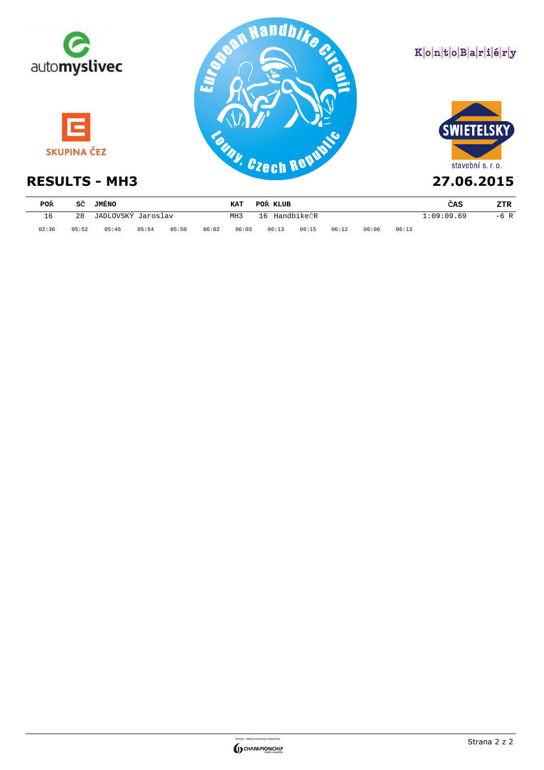## RESULTS - MH3

27.06.2015

| POŘ | SČ | JMÉNO | KAT | POŘ | KLUB | ČAS | ZTR |
|---|---|---|---|---|---|---|---|
| 16 | 28 | JADLOVSKÝ Jaroslav | MH3 | 16 | HandbikeČR | 1:09:09.69 | -6 R |

| | | | | | | | | | | | |
|---|---|---|---|---|---|---|---|---|---|---|---|
| 02:36 | 05:52 | 05:46 | 05:54 | 05:50 | 06:02 | 06:03 | 06:13 | 06:15 | 06:12 | 06:06 | 06:13 |

timing + data processing realized by CHAMPIONCHIP Česká republika